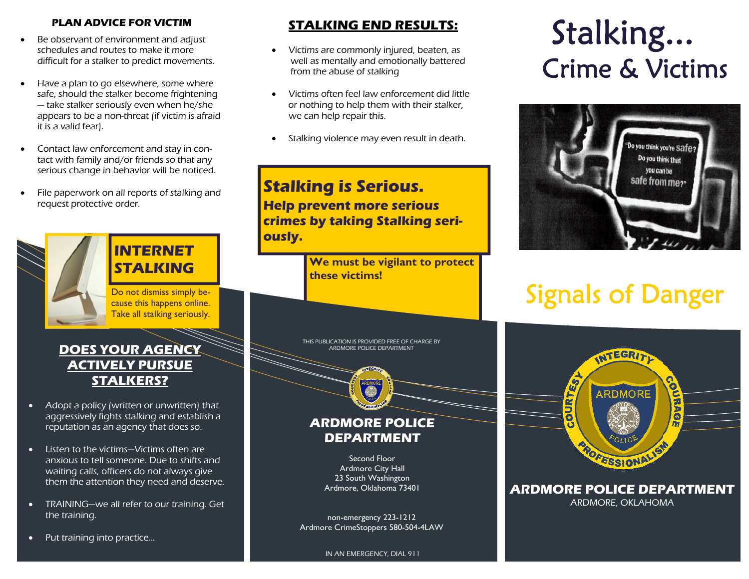## PLAN ADVICE FOR VICTIM

- Be observant of environment and adjust schedules and routes to make it more difficult for a stalker to predict movements.
- Have a plan to go elsewhere, some where safe, should the stalker become frightening — take stalker seriously even when he/she appears to be a non-threat (if victim is afraid it is a valid fear).
- Contact law enforcement and stay in contact with family and/or friends so that any serious change in behavior will be noticed.
- File paperwork on all reports of stalking and request protective order.

## INTERNET STALKING

Do not dismiss simply because this happens online. Take all stalking seriously.

## DOES YOUR AGENCY ACTIVELY PURSUE STALKERS?

- Adopt a policy (written or unwritten) that aggressively fights stalking and establish a reputation as an agency that does so.
- Listen to the victims—Victims often are anxious to tell someone. Due to shifts and waiting calls, officers do not always give them the attention they need and deserve.
- TRAINING—we all refer to our training. Get the training.
- Put training into practice...

## STALKING END RESULTS:

- Victims are commonly injured, beaten, as well as mentally and emotionally battered from the abuse of stalking
- Victims often feel law enforcement did little or nothing to help them with their stalker, we can help repair this.
- Stalking violence may even result in death.

## Stalking is Serious.

**Help prevent more serious crimes by taking Stalking seriously.**

**We must be vigilant to protect these victims!**

THIS PUBLICATION IS PROVIDED FREE OF CHARGE BY ARDMORE POLICE DEPARTMENT

## ARDMORE POLICE DEPARTMENT

Second Floor
Ardmore City Hall
23 South Washington
Ardmore, Oklahoma 73401

non-emergency 223-1212
Ardmore CrimeStoppers 580-504-4LAW

IN AN EMERGENCY, DIAL 911

# Stalking... Crime & Victims

## Signals of Danger

## ARDMORE POLICE DEPARTMENT

ARDMORE, OKLAHOMA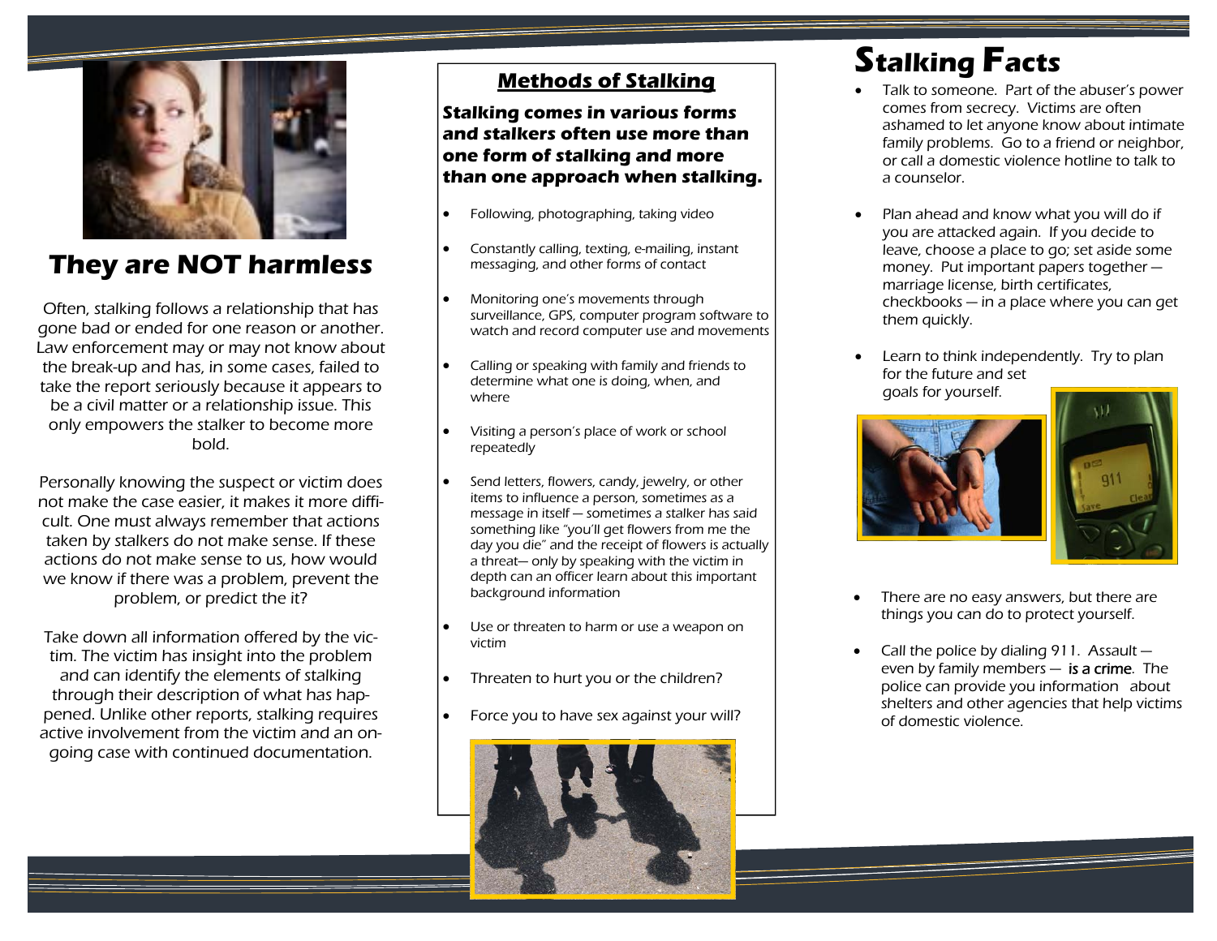## They are NOT harmless

Often, stalking follows a relationship that has gone bad or ended for one reason or another. Law enforcement may or may not know about the break-up and has, in some cases, failed to take the report seriously because it appears to be a civil matter or a relationship issue. This only empowers the stalker to become more bold.

Personally knowing the suspect or victim does not make the case easier, it makes it more difficult. One must always remember that actions taken by stalkers do not make sense. If these actions do not make sense to us, how would we know if there was a problem, prevent the problem, or predict the it?

Take down all information offered by the victim. The victim has insight into the problem and can identify the elements of stalking through their description of what has happened. Unlike other reports, stalking requires active involvement from the victim and an ongoing case with continued documentation.

## Methods of Stalking

**Stalking comes in various forms and stalkers often use more than one form of stalking and more than one approach when stalking.**

- Following, photographing, taking video
- Constantly calling, texting, e-mailing, instant messaging, and other forms of contact
- Monitoring one's movements through surveillance, GPS, computer program software to watch and record computer use and movements
- Calling or speaking with family and friends to determine what one is doing, when, and where
- Visiting a person's place of work or school repeatedly
- Send letters, flowers, candy, jewelry, or other items to influence a person, sometimes as a message in itself — sometimes a stalker has said something like "you'll get flowers from me the day you die" and the receipt of flowers is actually a threat— only by speaking with the victim in depth can an officer learn about this important background information
- Use or threaten to harm or use a weapon on victim
- Threaten to hurt you or the children?
- Force you to have sex against your will?

# Stalking Facts

- Talk to someone. Part of the abuser's power comes from secrecy. Victims are often ashamed to let anyone know about intimate family problems. Go to a friend or neighbor, or call a domestic violence hotline to talk to a counselor.
- Plan ahead and know what you will do if you are attacked again. If you decide to leave, choose a place to go; set aside some money. Put important papers together — marriage license, birth certificates, checkbooks — in a place where you can get them quickly.
- Learn to think independently. Try to plan for the future and set goals for yourself.
- There are no easy answers, but there are things you can do to protect yourself.
- Call the police by dialing 911. Assault — even by family members — is a crime. The police can provide you information about shelters and other agencies that help victims of domestic violence.